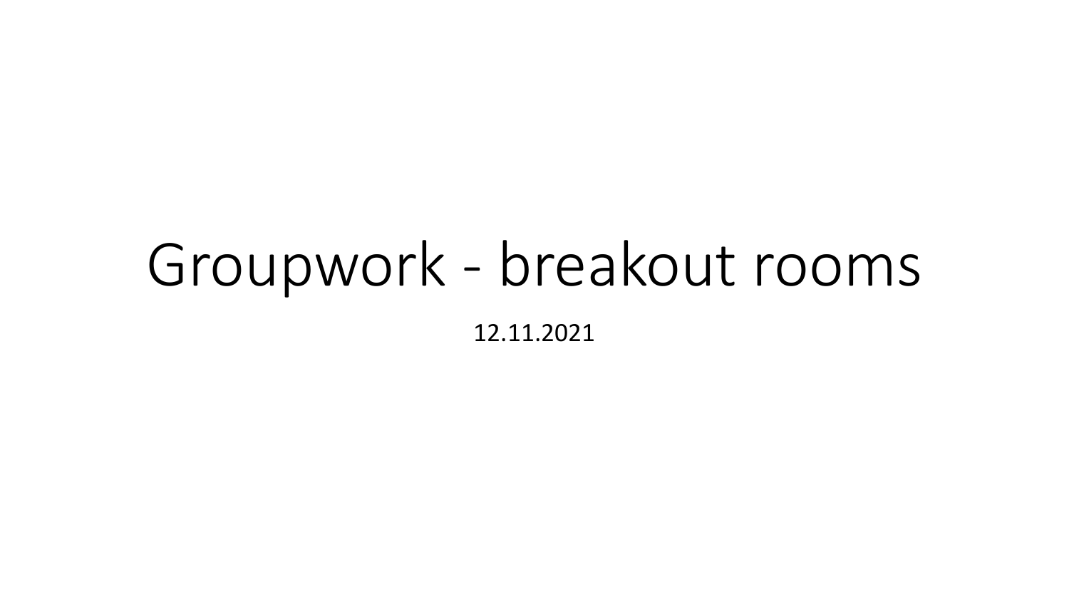# Groupwork - breakout rooms

12.11.2021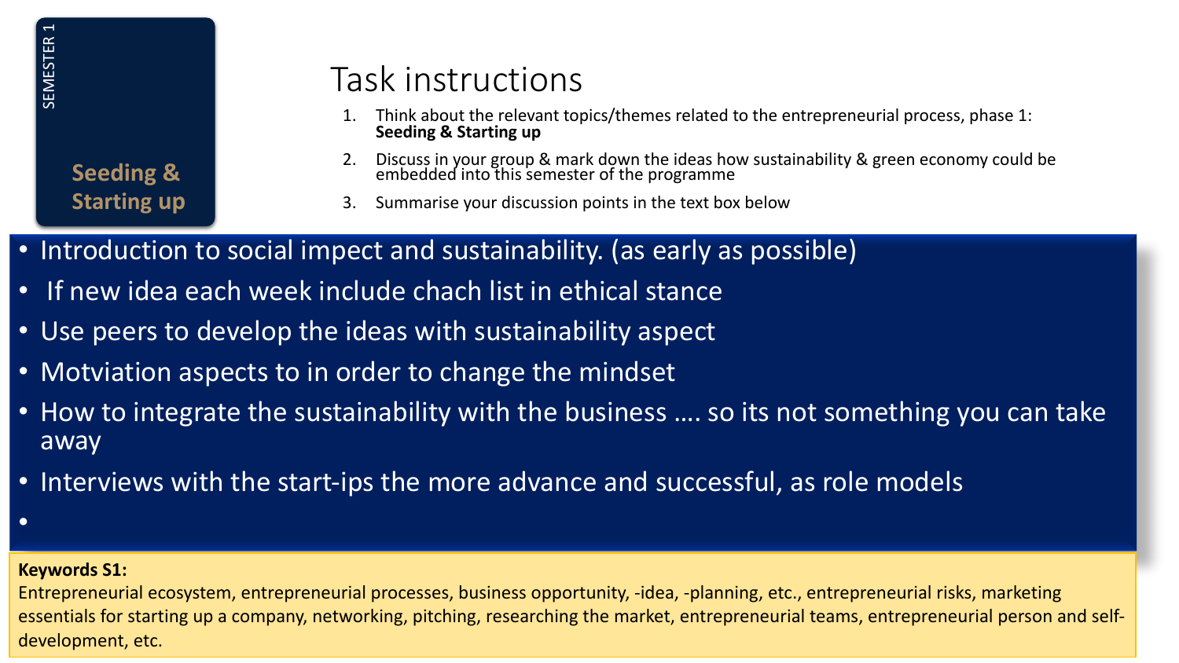SEMESTER 1

**Seeding & Starting up**

# Task instructions

1. Think about the relevant topics/themes related to the entrepreneurial process, phase 1: **Seeding & Starting up**
2. Discuss in your group & mark down the ideas how sustainability & green economy could be embedded into this semester of the programme
3. Summarise your discussion points in the text box below

- Introduction to social impect and sustainability. (as early as possible)
- If new idea each week include chach list in ethical stance
- Use peers to develop the ideas with sustainability aspect
- Motviation aspects to in order to change the mindset
- How to integrate the sustainability with the business …. so its not something you can take away
- Interviews with the start-ips the more advance and successful, as role models
-

**Keywords S1:**
Entrepreneurial ecosystem, entrepreneurial processes, business opportunity, -idea, -planning, etc., entrepreneurial risks, marketing essentials for starting up a company, networking, pitching, researching the market, entrepreneurial teams, entrepreneurial person and self-development, etc.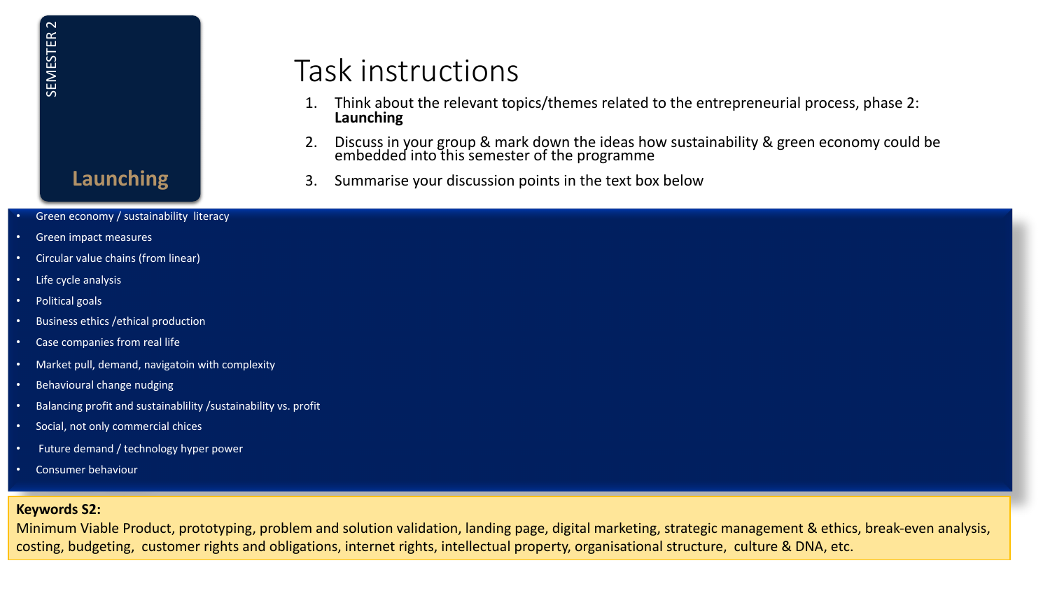SEMESTER 2

**Launching**

# Task instructions

1. Think about the relevant topics/themes related to the entrepreneurial process, phase 2: **Launching**
2. Discuss in your group & mark down the ideas how sustainability & green economy could be embedded into this semester of the programme
3. Summarise your discussion points in the text box below

- Green economy / sustainability  literacy
- Green impact measures
- Circular value chains (from linear)
- Life cycle analysis
- Political goals
- Business ethics /ethical production
- Case companies from real life
- Market pull, demand, navigatoin with complexity
- Behavioural change nudging
- Balancing profit and sustainablility /sustainability vs. profit
- Social, not only commercial chices
- Future demand / technology hyper power
- Consumer behaviour

**Keywords S2:**
Minimum Viable Product, prototyping, problem and solution validation, landing page, digital marketing, strategic management & ethics, break-even analysis, costing, budgeting,  customer rights and obligations, internet rights, intellectual property, organisational structure,  culture & DNA, etc.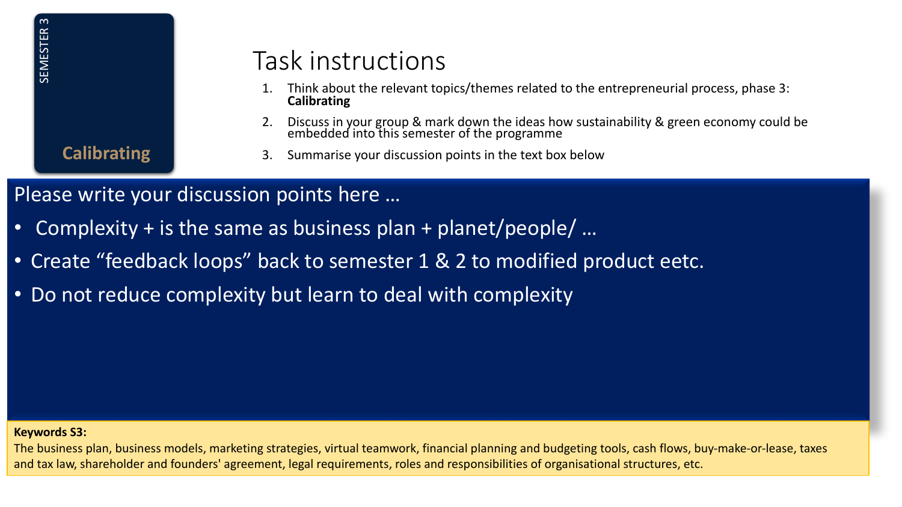SEMESTER 3

**Calibrating**

# Task instructions

1. Think about the relevant topics/themes related to the entrepreneurial process, phase 3: **Calibrating**
2. Discuss in your group & mark down the ideas how sustainability & green economy could be embedded into this semester of the programme
3. Summarise your discussion points in the text box below

Please write your discussion points here …

- Complexity + is the same as business plan + planet/people/ …
- Create "feedback loops" back to semester 1 & 2 to modified product eetc.
- Do not reduce complexity but learn to deal with complexity

**Keywords S3:**
The business plan, business models, marketing strategies, virtual teamwork, financial planning and budgeting tools, cash flows, buy-make-or-lease, taxes and tax law, shareholder and founders' agreement, legal requirements, roles and responsibilities of organisational structures, etc.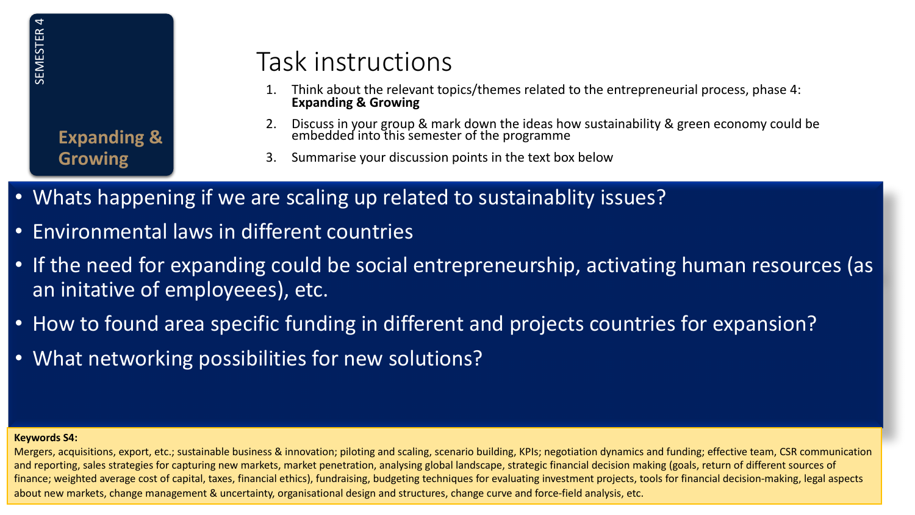SEMESTER 4

**Expanding & Growing**

# Task instructions

1. Think about the relevant topics/themes related to the entrepreneurial process, phase 4: **Expanding & Growing**
2. Discuss in your group & mark down the ideas how sustainability & green economy could be embedded into this semester of the programme
3. Summarise your discussion points in the text box below

- Whats happening if we are scaling up related to sustainablity issues?
- Environmental laws in different countries
- If the need for expanding could be social entrepreneurship, activating human resources (as an initative of employeees), etc.
- How to found area specific funding in different and projects countries for expansion?
- What networking possibilities for new solutions?

**Keywords S4:**
Mergers, acquisitions, export, etc.; sustainable business & innovation; piloting and scaling, scenario building, KPIs; negotiation dynamics and funding; effective team, CSR communication and reporting, sales strategies for capturing new markets, market penetration, analysing global landscape, strategic financial decision making (goals, return of different sources of finance; weighted average cost of capital, taxes, financial ethics), fundraising, budgeting techniques for evaluating investment projects, tools for financial decision-making, legal aspects about new markets, change management & uncertainty, organisational design and structures, change curve and force-field analysis, etc.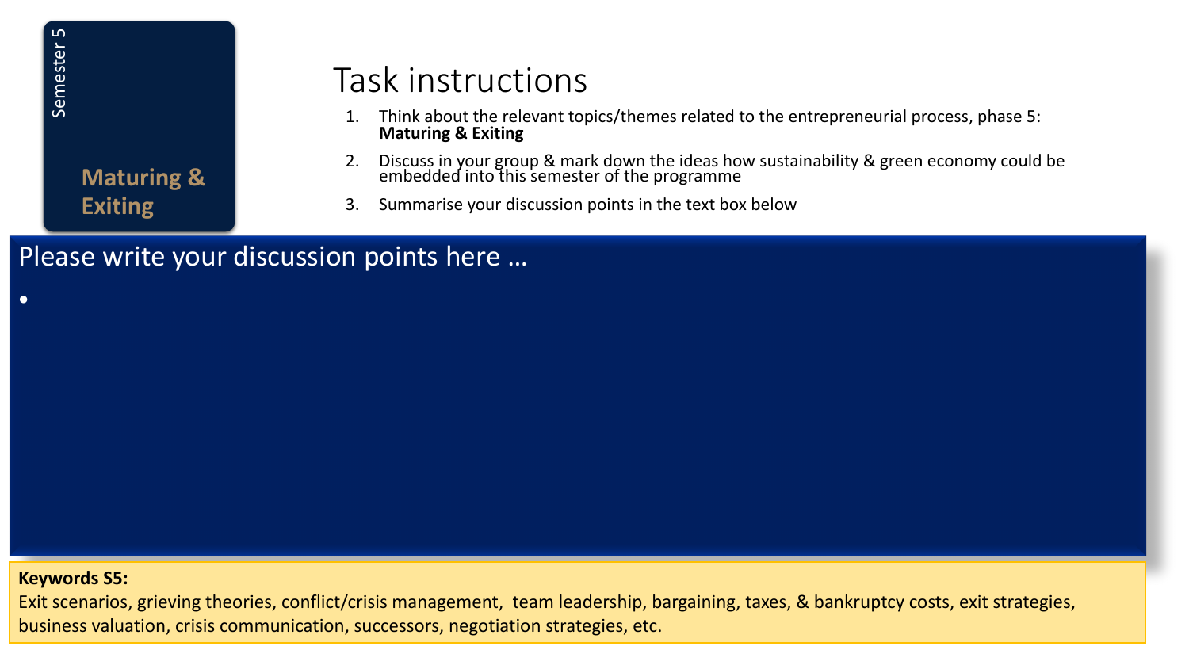Semester 5

**Maturing & Exiting**

# Task instructions

1. Think about the relevant topics/themes related to the entrepreneurial process, phase 5: **Maturing & Exiting**
2. Discuss in your group & mark down the ideas how sustainability & green economy could be embedded into this semester of the programme
3. Summarise your discussion points in the text box below

Please write your discussion points here …

•

**Keywords S5:**
Exit scenarios, grieving theories, conflict/crisis management, team leadership, bargaining, taxes, & bankruptcy costs, exit strategies, business valuation, crisis communication, successors, negotiation strategies, etc.